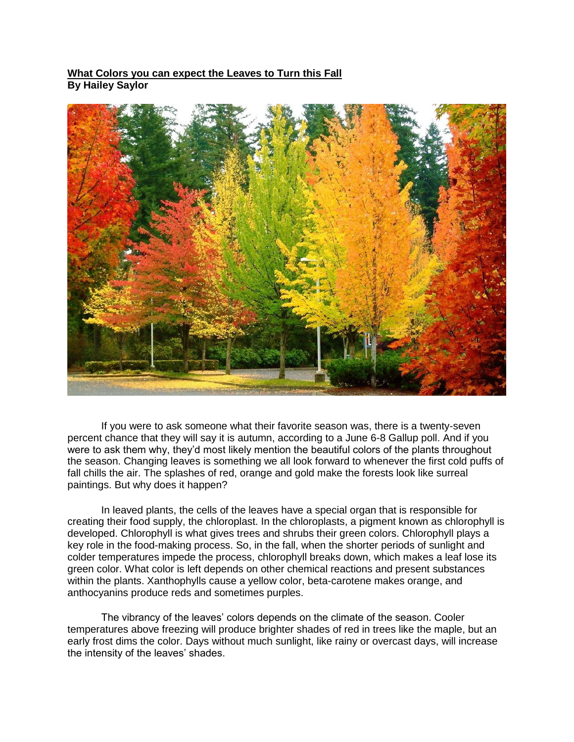**What Colors you can expect the Leaves to Turn this Fall**
**By Hailey Saylor**

If you were to ask someone what their favorite season was, there is a twenty-seven percent chance that they will say it is autumn, according to a June 6-8 Gallup poll. And if you were to ask them why, they'd most likely mention the beautiful colors of the plants throughout the season. Changing leaves is something we all look forward to whenever the first cold puffs of fall chills the air. The splashes of red, orange and gold make the forests look like surreal paintings. But why does it happen?

In leaved plants, the cells of the leaves have a special organ that is responsible for creating their food supply, the chloroplast. In the chloroplasts, a pigment known as chlorophyll is developed. Chlorophyll is what gives trees and shrubs their green colors. Chlorophyll plays a key role in the food-making process. So, in the fall, when the shorter periods of sunlight and colder temperatures impede the process, chlorophyll breaks down, which makes a leaf lose its green color. What color is left depends on other chemical reactions and present substances within the plants. Xanthophylls cause a yellow color, beta-carotene makes orange, and anthocyanins produce reds and sometimes purples.

The vibrancy of the leaves' colors depends on the climate of the season. Cooler temperatures above freezing will produce brighter shades of red in trees like the maple, but an early frost dims the color. Days without much sunlight, like rainy or overcast days, will increase the intensity of the leaves' shades.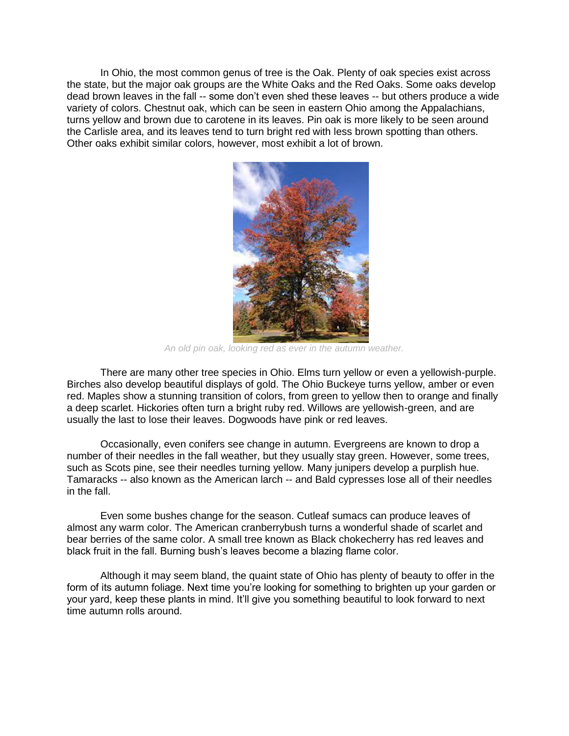In Ohio, the most common genus of tree is the Oak. Plenty of oak species exist across the state, but the major oak groups are the White Oaks and the Red Oaks. Some oaks develop dead brown leaves in the fall -- some don't even shed these leaves -- but others produce a wide variety of colors. Chestnut oak, which can be seen in eastern Ohio among the Appalachians, turns yellow and brown due to carotene in its leaves. Pin oak is more likely to be seen around the Carlisle area, and its leaves tend to turn bright red with less brown spotting than others. Other oaks exhibit similar colors, however, most exhibit a lot of brown.

*An old pin oak, looking red as ever in the autumn weather.*

There are many other tree species in Ohio. Elms turn yellow or even a yellowish-purple. Birches also develop beautiful displays of gold. The Ohio Buckeye turns yellow, amber or even red. Maples show a stunning transition of colors, from green to yellow then to orange and finally a deep scarlet. Hickories often turn a bright ruby red. Willows are yellowish-green, and are usually the last to lose their leaves. Dogwoods have pink or red leaves.

Occasionally, even conifers see change in autumn. Evergreens are known to drop a number of their needles in the fall weather, but they usually stay green. However, some trees, such as Scots pine, see their needles turning yellow. Many junipers develop a purplish hue. Tamaracks -- also known as the American larch -- and Bald cypresses lose all of their needles in the fall.

Even some bushes change for the season. Cutleaf sumacs can produce leaves of almost any warm color. The American cranberrybush turns a wonderful shade of scarlet and bear berries of the same color. A small tree known as Black chokecherry has red leaves and black fruit in the fall. Burning bush's leaves become a blazing flame color.

Although it may seem bland, the quaint state of Ohio has plenty of beauty to offer in the form of its autumn foliage. Next time you're looking for something to brighten up your garden or your yard, keep these plants in mind. It'll give you something beautiful to look forward to next time autumn rolls around.